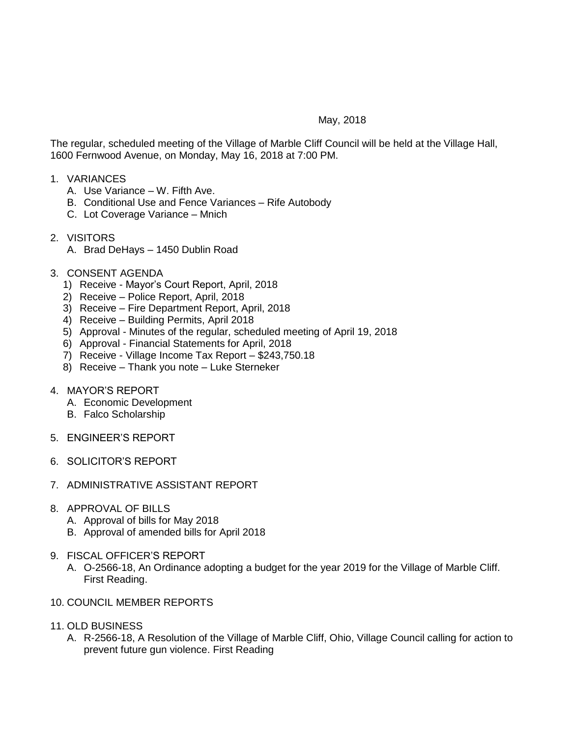May, 2018

The regular, scheduled meeting of the Village of Marble Cliff Council will be held at the Village Hall, 1600 Fernwood Avenue, on Monday, May 16, 2018 at 7:00 PM.

1. VARIANCES
   A. Use Variance – W. Fifth Ave.
   B. Conditional Use and Fence Variances – Rife Autobody
   C. Lot Coverage Variance – Mnich

2. VISITORS
   A. Brad DeHays – 1450 Dublin Road

3. CONSENT AGENDA
   1) Receive - Mayor's Court Report, April, 2018
   2) Receive – Police Report, April, 2018
   3) Receive – Fire Department Report, April, 2018
   4) Receive – Building Permits, April 2018
   5) Approval - Minutes of the regular, scheduled meeting of April 19, 2018
   6) Approval - Financial Statements for April, 2018
   7) Receive - Village Income Tax Report – $243,750.18
   8) Receive – Thank you note – Luke Sterneker

4. MAYOR'S REPORT
   A. Economic Development
   B. Falco Scholarship

5. ENGINEER'S REPORT

6. SOLICITOR'S REPORT

7. ADMINISTRATIVE ASSISTANT REPORT

8. APPROVAL OF BILLS
   A. Approval of bills for May 2018
   B. Approval of amended bills for April 2018

9. FISCAL OFFICER'S REPORT
   A. O-2566-18, An Ordinance adopting a budget for the year 2019 for the Village of Marble Cliff. First Reading.

10. COUNCIL MEMBER REPORTS

11. OLD BUSINESS
    A. R-2566-18, A Resolution of the Village of Marble Cliff, Ohio, Village Council calling for action to prevent future gun violence. First Reading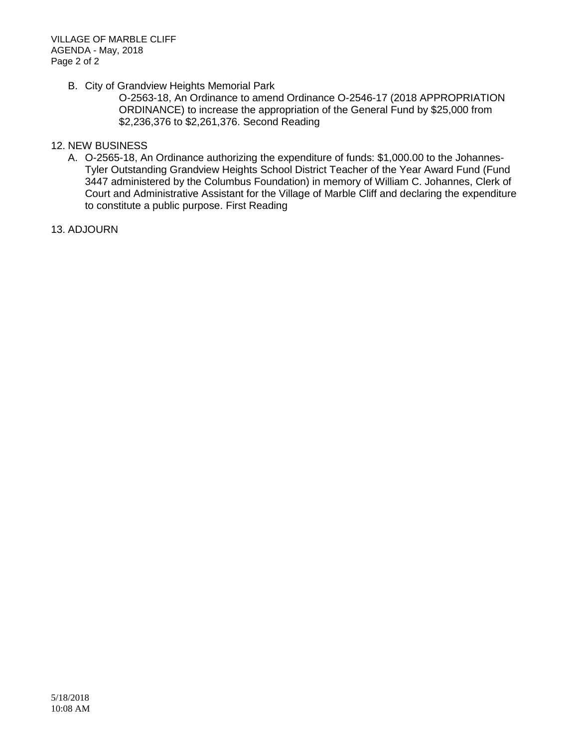B. City of Grandview Heights Memorial Park

O-2563-18, An Ordinance to amend Ordinance O-2546-17 (2018 APPROPRIATION ORDINANCE) to increase the appropriation of the General Fund by $25,000 from $2,236,376 to $2,261,376. Second Reading

12. NEW BUSINESS

A. O-2565-18, An Ordinance authorizing the expenditure of funds: $1,000.00 to the Johannes-Tyler Outstanding Grandview Heights School District Teacher of the Year Award Fund (Fund 3447 administered by the Columbus Foundation) in memory of William C. Johannes, Clerk of Court and Administrative Assistant for the Village of Marble Cliff and declaring the expenditure to constitute a public purpose. First Reading

13. ADJOURN